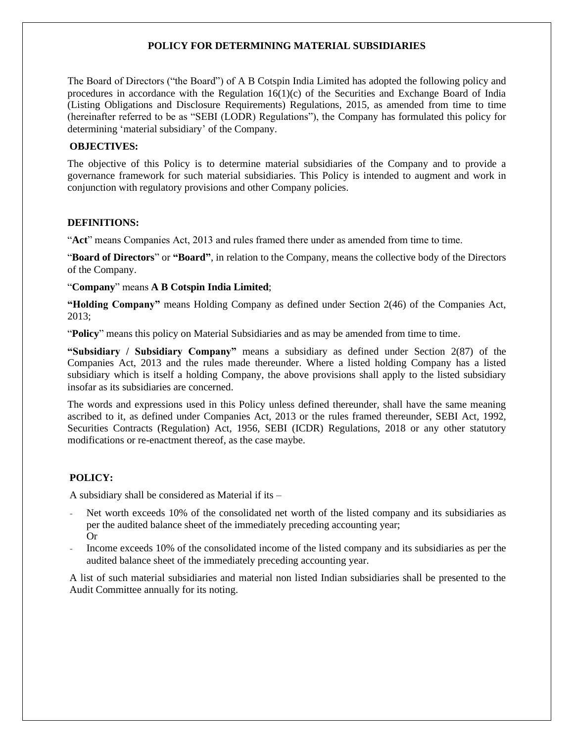# POLICY FOR DETERMINING MATERIAL SUBSIDIARIES

The Board of Directors ("the Board") of A B Cotspin India Limited has adopted the following policy and procedures in accordance with the Regulation 16(1)(c) of the Securities and Exchange Board of India (Listing Obligations and Disclosure Requirements) Regulations, 2015, as amended from time to time (hereinafter referred to be as "SEBI (LODR) Regulations"), the Company has formulated this policy for determining 'material subsidiary' of the Company.

## OBJECTIVES:

The objective of this Policy is to determine material subsidiaries of the Company and to provide a governance framework for such material subsidiaries. This Policy is intended to augment and work in conjunction with regulatory provisions and other Company policies.

## DEFINITIONS:

"**Act**" means Companies Act, 2013 and rules framed there under as amended from time to time.

"**Board of Directors**" or **"Board"**, in relation to the Company, means the collective body of the Directors of the Company.

"**Company**" means **A B Cotspin India Limited**;

**"Holding Company"** means Holding Company as defined under Section 2(46) of the Companies Act, 2013;

"**Policy**" means this policy on Material Subsidiaries and as may be amended from time to time.

**"Subsidiary / Subsidiary Company"** means a subsidiary as defined under Section 2(87) of the Companies Act, 2013 and the rules made thereunder. Where a listed holding Company has a listed subsidiary which is itself a holding Company, the above provisions shall apply to the listed subsidiary insofar as its subsidiaries are concerned.

The words and expressions used in this Policy unless defined thereunder, shall have the same meaning ascribed to it, as defined under Companies Act, 2013 or the rules framed thereunder, SEBI Act, 1992, Securities Contracts (Regulation) Act, 1956, SEBI (ICDR) Regulations, 2018 or any other statutory modifications or re-enactment thereof, as the case maybe.

## POLICY:

A subsidiary shall be considered as Material if its –

- Net worth exceeds 10% of the consolidated net worth of the listed company and its subsidiaries as per the audited balance sheet of the immediately preceding accounting year;
  Or
- Income exceeds 10% of the consolidated income of the listed company and its subsidiaries as per the audited balance sheet of the immediately preceding accounting year.

A list of such material subsidiaries and material non listed Indian subsidiaries shall be presented to the Audit Committee annually for its noting.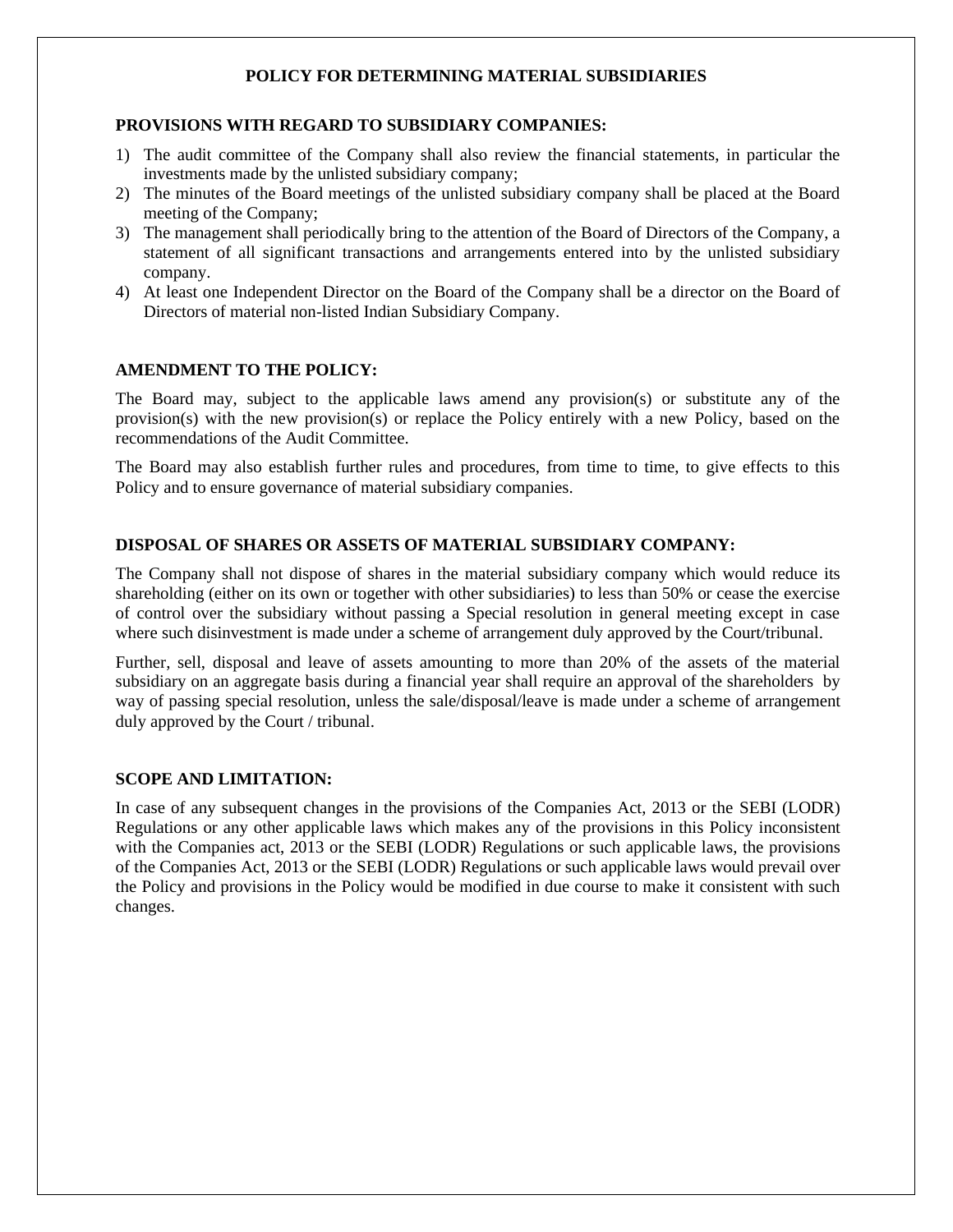## POLICY FOR DETERMINING MATERIAL SUBSIDIARIES

### PROVISIONS WITH REGARD TO SUBSIDIARY COMPANIES:

1) The audit committee of the Company shall also review the financial statements, in particular the investments made by the unlisted subsidiary company;
2) The minutes of the Board meetings of the unlisted subsidiary company shall be placed at the Board meeting of the Company;
3) The management shall periodically bring to the attention of the Board of Directors of the Company, a statement of all significant transactions and arrangements entered into by the unlisted subsidiary company.
4) At least one Independent Director on the Board of the Company shall be a director on the Board of Directors of material non-listed Indian Subsidiary Company.

### AMENDMENT TO THE POLICY:

The Board may, subject to the applicable laws amend any provision(s) or substitute any of the provision(s) with the new provision(s) or replace the Policy entirely with a new Policy, based on the recommendations of the Audit Committee.

The Board may also establish further rules and procedures, from time to time, to give effects to this Policy and to ensure governance of material subsidiary companies.

### DISPOSAL OF SHARES OR ASSETS OF MATERIAL SUBSIDIARY COMPANY:

The Company shall not dispose of shares in the material subsidiary company which would reduce its shareholding (either on its own or together with other subsidiaries) to less than 50% or cease the exercise of control over the subsidiary without passing a Special resolution in general meeting except in case where such disinvestment is made under a scheme of arrangement duly approved by the Court/tribunal.

Further, sell, disposal and leave of assets amounting to more than 20% of the assets of the material subsidiary on an aggregate basis during a financial year shall require an approval of the shareholders by way of passing special resolution, unless the sale/disposal/leave is made under a scheme of arrangement duly approved by the Court / tribunal.

### SCOPE AND LIMITATION:

In case of any subsequent changes in the provisions of the Companies Act, 2013 or the SEBI (LODR) Regulations or any other applicable laws which makes any of the provisions in this Policy inconsistent with the Companies act, 2013 or the SEBI (LODR) Regulations or such applicable laws, the provisions of the Companies Act, 2013 or the SEBI (LODR) Regulations or such applicable laws would prevail over the Policy and provisions in the Policy would be modified in due course to make it consistent with such changes.